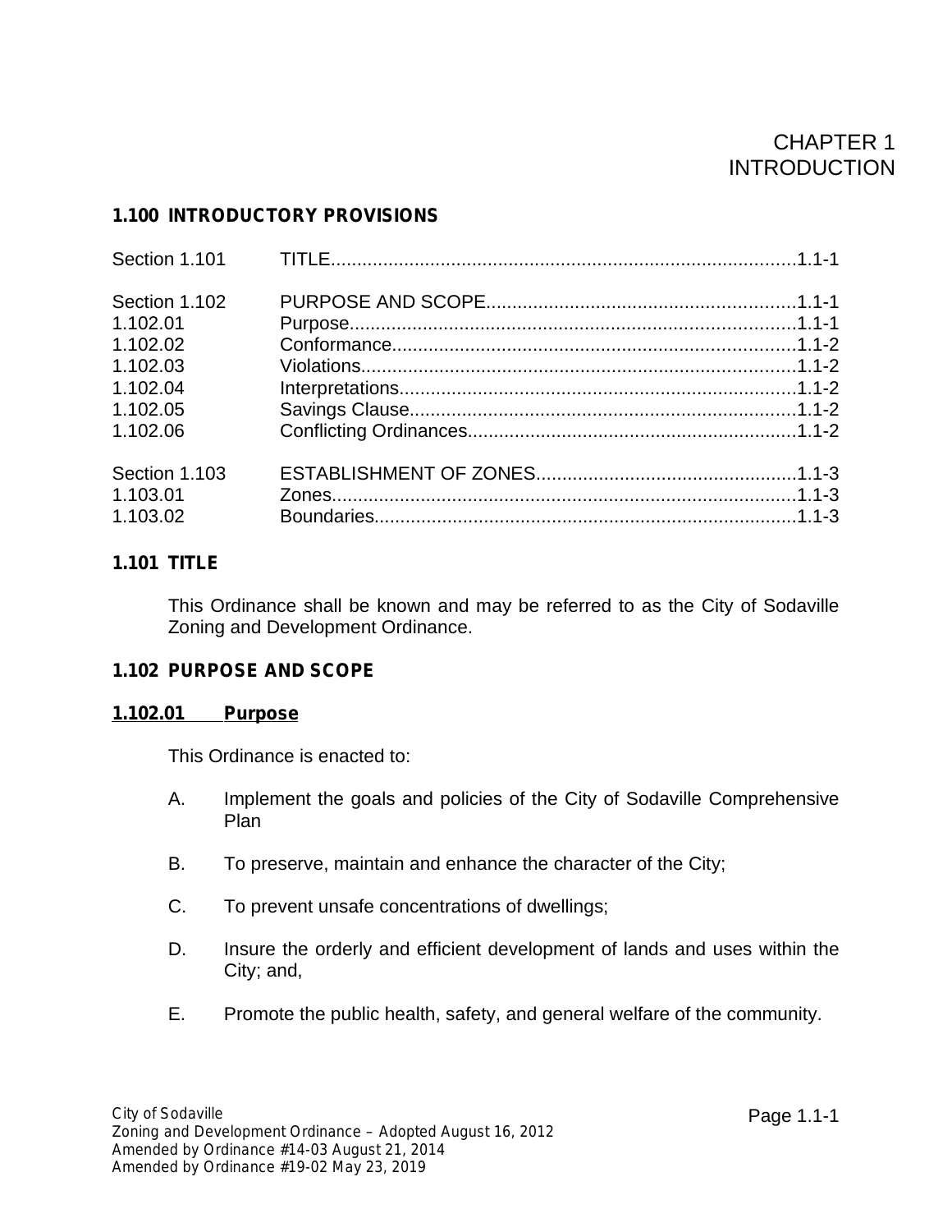# CHAPTER 1
# INTRODUCTION

## 1.100 INTRODUCTORY PROVISIONS

| | | |
|---|---|---|
| Section 1.101 | TITLE | 1.1-1 |
| Section 1.102 | PURPOSE AND SCOPE | 1.1-1 |
| 1.102.01 | Purpose | 1.1-1 |
| 1.102.02 | Conformance | 1.1-2 |
| 1.102.03 | Violations | 1.1-2 |
| 1.102.04 | Interpretations | 1.1-2 |
| 1.102.05 | Savings Clause | 1.1-2 |
| 1.102.06 | Conflicting Ordinances | 1.1-2 |
| Section 1.103 | ESTABLISHMENT OF ZONES | 1.1-3 |
| 1.103.01 | Zones | 1.1-3 |
| 1.103.02 | Boundaries | 1.1-3 |

## 1.101 TITLE

This Ordinance shall be known and may be referred to as the City of Sodaville Zoning and Development Ordinance.

## 1.102 PURPOSE AND SCOPE

### 1.102.01 Purpose

This Ordinance is enacted to:

A. Implement the goals and policies of the City of Sodaville Comprehensive Plan

B. To preserve, maintain and enhance the character of the City;

C. To prevent unsafe concentrations of dwellings;

D. Insure the orderly and efficient development of lands and uses within the City; and,

E. Promote the public health, safety, and general welfare of the community.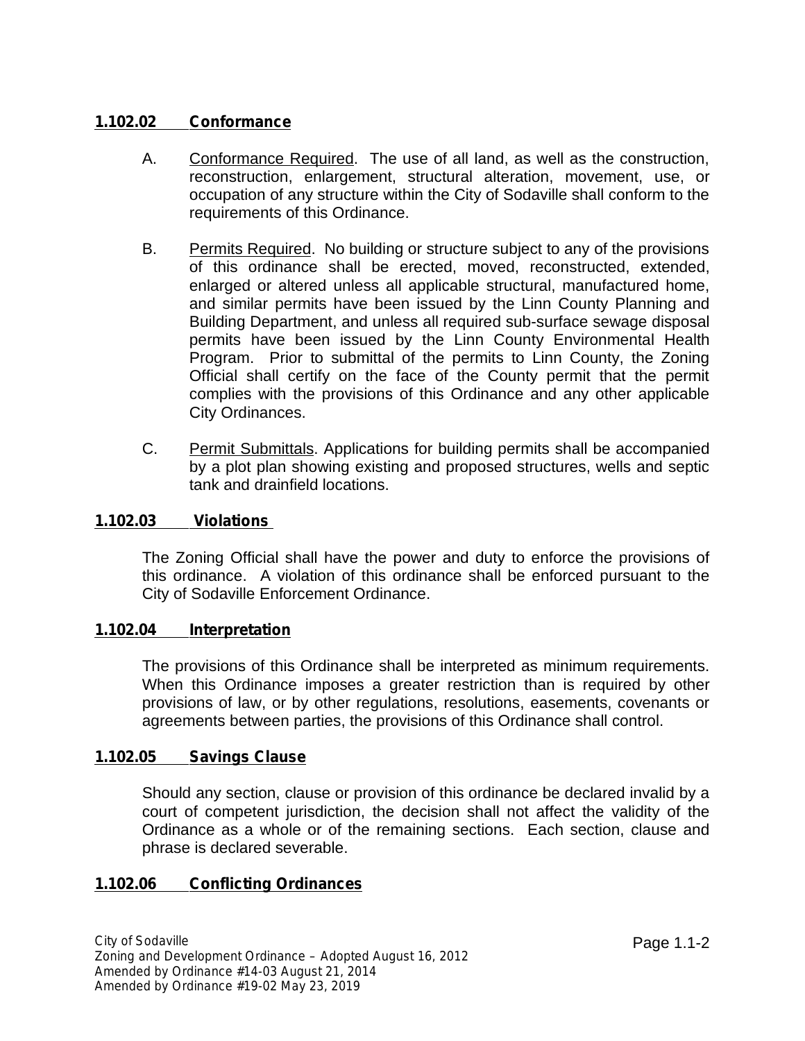### 1.102.02 Conformance

A. Conformance Required. The use of all land, as well as the construction, reconstruction, enlargement, structural alteration, movement, use, or occupation of any structure within the City of Sodaville shall conform to the requirements of this Ordinance.

B. Permits Required. No building or structure subject to any of the provisions of this ordinance shall be erected, moved, reconstructed, extended, enlarged or altered unless all applicable structural, manufactured home, and similar permits have been issued by the Linn County Planning and Building Department, and unless all required sub-surface sewage disposal permits have been issued by the Linn County Environmental Health Program. Prior to submittal of the permits to Linn County, the Zoning Official shall certify on the face of the County permit that the permit complies with the provisions of this Ordinance and any other applicable City Ordinances.

C. Permit Submittals. Applications for building permits shall be accompanied by a plot plan showing existing and proposed structures, wells and septic tank and drainfield locations.

### 1.102.03 Violations

The Zoning Official shall have the power and duty to enforce the provisions of this ordinance. A violation of this ordinance shall be enforced pursuant to the City of Sodaville Enforcement Ordinance.

### 1.102.04 Interpretation

The provisions of this Ordinance shall be interpreted as minimum requirements. When this Ordinance imposes a greater restriction than is required by other provisions of law, or by other regulations, resolutions, easements, covenants or agreements between parties, the provisions of this Ordinance shall control.

### 1.102.05 Savings Clause

Should any section, clause or provision of this ordinance be declared invalid by a court of competent jurisdiction, the decision shall not affect the validity of the Ordinance as a whole or of the remaining sections. Each section, clause and phrase is declared severable.

### 1.102.06 Conflicting Ordinances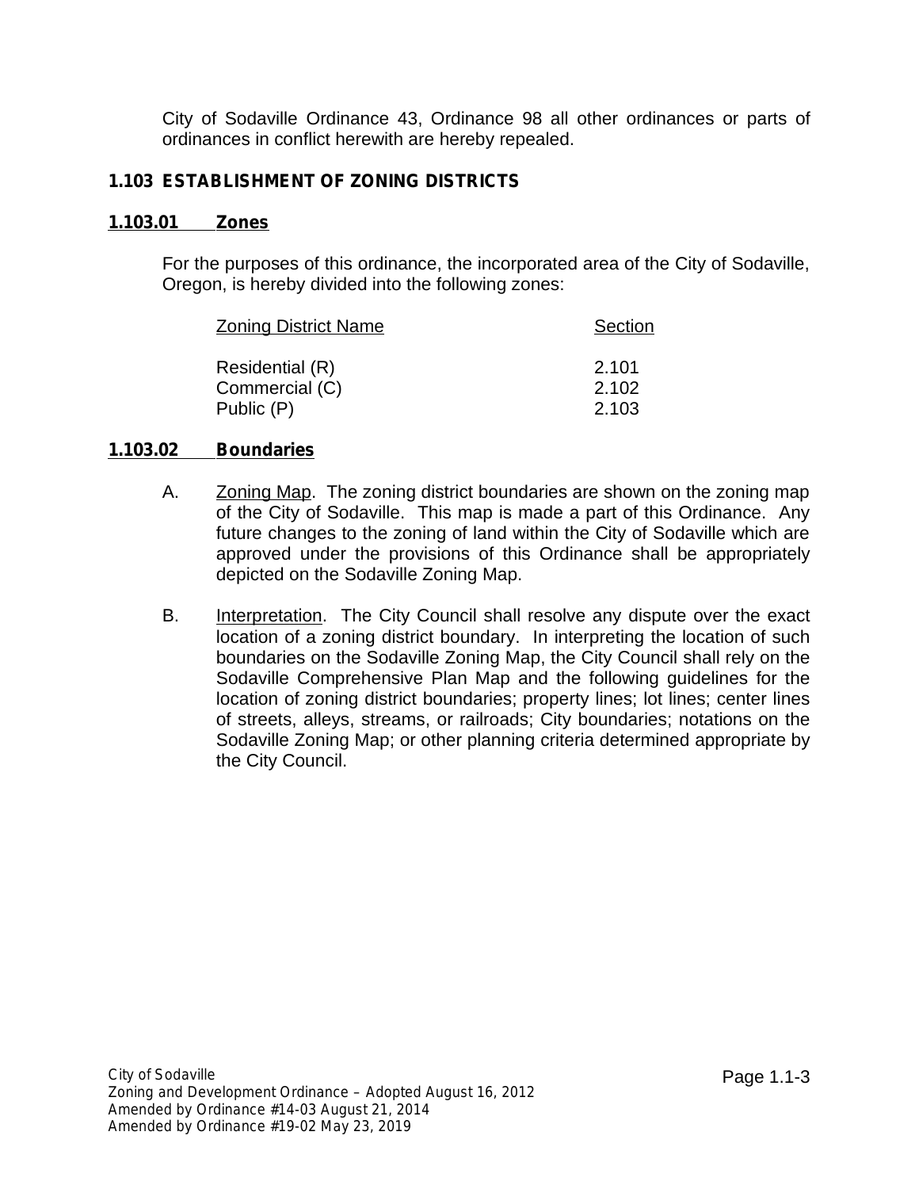City of Sodaville Ordinance 43, Ordinance 98 all other ordinances or parts of ordinances in conflict herewith are hereby repealed.

## 1.103 ESTABLISHMENT OF ZONING DISTRICTS

### 1.103.01 Zones

For the purposes of this ordinance, the incorporated area of the City of Sodaville, Oregon, is hereby divided into the following zones:

| Zoning District Name | Section |
|---|---|
| Residential (R) | 2.101 |
| Commercial (C) | 2.102 |
| Public (P) | 2.103 |

### 1.103.02 Boundaries

A. Zoning Map. The zoning district boundaries are shown on the zoning map of the City of Sodaville. This map is made a part of this Ordinance. Any future changes to the zoning of land within the City of Sodaville which are approved under the provisions of this Ordinance shall be appropriately depicted on the Sodaville Zoning Map.

B. Interpretation. The City Council shall resolve any dispute over the exact location of a zoning district boundary. In interpreting the location of such boundaries on the Sodaville Zoning Map, the City Council shall rely on the Sodaville Comprehensive Plan Map and the following guidelines for the location of zoning district boundaries; property lines; lot lines; center lines of streets, alleys, streams, or railroads; City boundaries; notations on the Sodaville Zoning Map; or other planning criteria determined appropriate by the City Council.